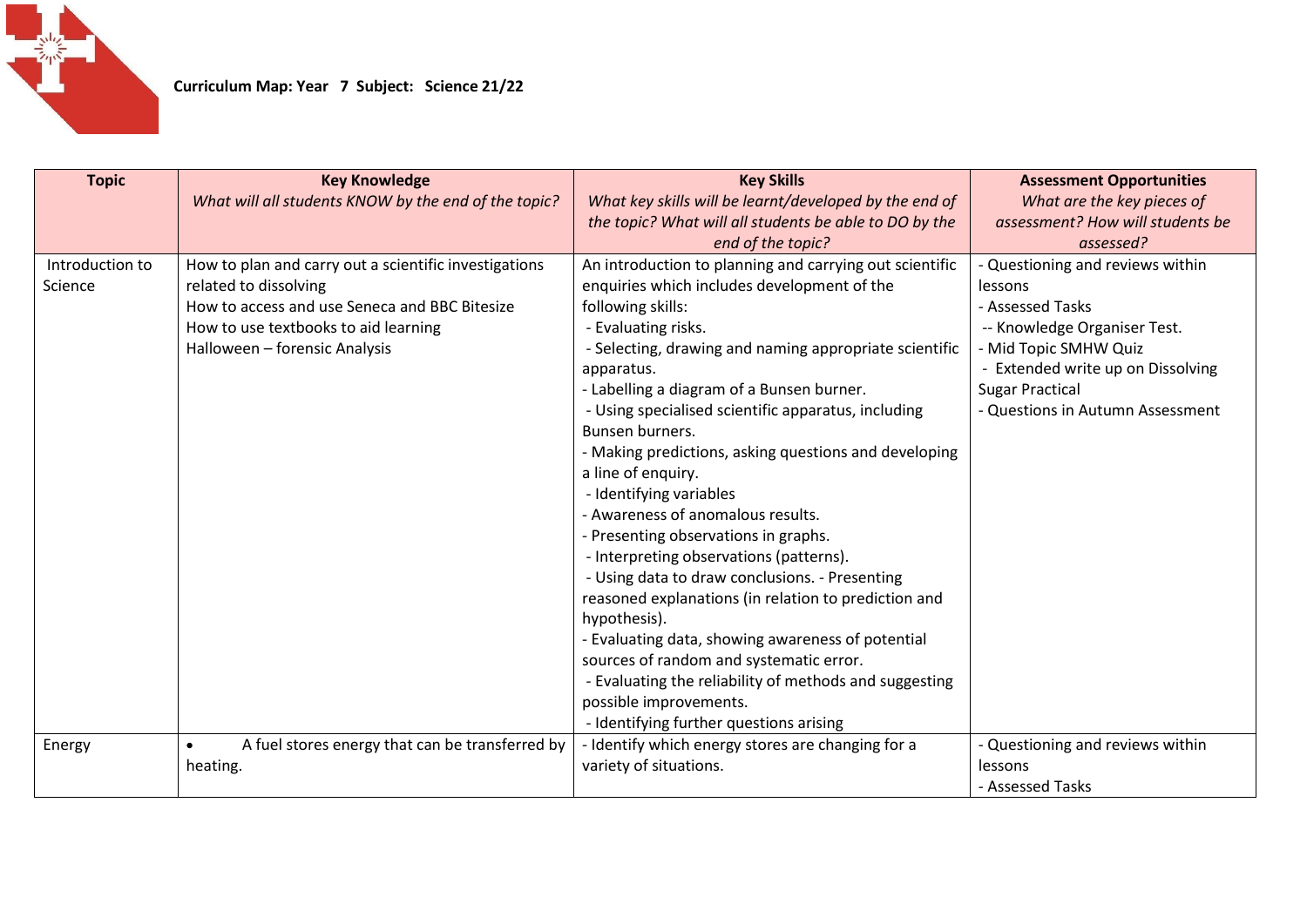**Curriculum Map: Year 7 Subject: Science 21/22**

| Topic | Key Knowledge<br>*What will all students KNOW by the end of the topic?* | Key Skills<br>*What key skills will be learnt/developed by the end of the topic? What will all students be able to DO by the end of the topic?* | Assessment Opportunities<br>*What are the key pieces of assessment? How will students be assessed?* |
|---|---|---|---|
| Introduction to Science | How to plan and carry out a scientific investigations related to dissolving<br>How to access and use Seneca and BBC Bitesize<br>How to use textbooks to aid learning<br>Halloween – forensic Analysis | An introduction to planning and carrying out scientific enquiries which includes development of the following skills:<br>- Evaluating risks.<br>- Selecting, drawing and naming appropriate scientific apparatus.<br>- Labelling a diagram of a Bunsen burner.<br>- Using specialised scientific apparatus, including Bunsen burners.<br>- Making predictions, asking questions and developing a line of enquiry.<br>- Identifying variables<br>- Awareness of anomalous results.<br>- Presenting observations in graphs.<br>- Interpreting observations (patterns).<br>- Using data to draw conclusions. - Presenting reasoned explanations (in relation to prediction and hypothesis).<br>- Evaluating data, showing awareness of potential sources of random and systematic error.<br>- Evaluating the reliability of methods and suggesting possible improvements.<br>- Identifying further questions arising | - Questioning and reviews within lessons<br>- Assessed Tasks<br>-- Knowledge Organiser Test.<br>- Mid Topic SMHW Quiz<br>- Extended write up on Dissolving Sugar Practical<br>- Questions in Autumn Assessment |
| Energy | • A fuel stores energy that can be transferred by heating. | - Identify which energy stores are changing for a variety of situations. | - Questioning and reviews within lessons<br>- Assessed Tasks |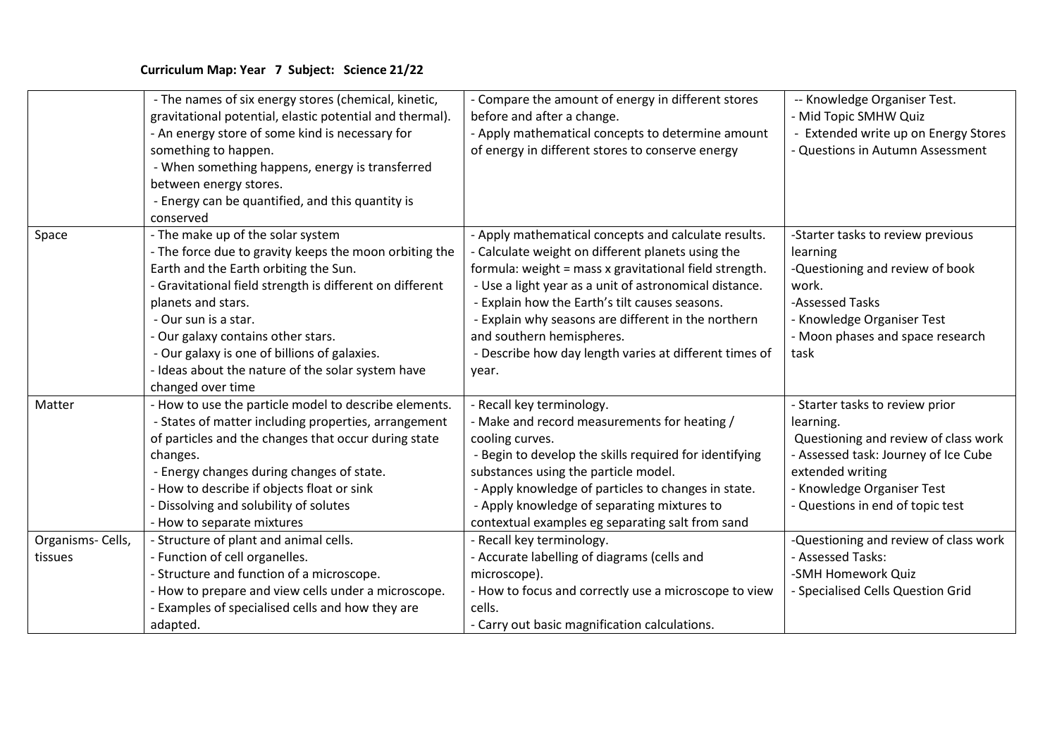**Curriculum Map: Year 7 Subject: Science 21/22**

| | | | |
|---|---|---|---|
| | - The names of six energy stores (chemical, kinetic, gravitational potential, elastic potential and thermal).<br>- An energy store of some kind is necessary for something to happen.<br>- When something happens, energy is transferred between energy stores.<br>- Energy can be quantified, and this quantity is conserved | - Compare the amount of energy in different stores before and after a change.<br>- Apply mathematical concepts to determine amount of energy in different stores to conserve energy | -- Knowledge Organiser Test.<br>- Mid Topic SMHW Quiz<br>- Extended write up on Energy Stores<br>- Questions in Autumn Assessment |
| Space | - The make up of the solar system<br>- The force due to gravity keeps the moon orbiting the Earth and the Earth orbiting the Sun.<br>- Gravitational field strength is different on different planets and stars.<br>- Our sun is a star.<br>- Our galaxy contains other stars.<br>- Our galaxy is one of billions of galaxies.<br>- Ideas about the nature of the solar system have changed over time | - Apply mathematical concepts and calculate results.<br>- Calculate weight on different planets using the formula: weight = mass x gravitational field strength.<br>- Use a light year as a unit of astronomical distance.<br>- Explain how the Earth's tilt causes seasons.<br>- Explain why seasons are different in the northern and southern hemispheres.<br>- Describe how day length varies at different times of year. | -Starter tasks to review previous learning<br>-Questioning and review of book work.<br>-Assessed Tasks<br>- Knowledge Organiser Test<br>- Moon phases and space research task |
| Matter | - How to use the particle model to describe elements.<br>- States of matter including properties, arrangement of particles and the changes that occur during state changes.<br>- Energy changes during changes of state.<br>- How to describe if objects float or sink<br>- Dissolving and solubility of solutes<br>- How to separate mixtures | - Recall key terminology.<br>- Make and record measurements for heating / cooling curves.<br>- Begin to develop the skills required for identifying substances using the particle model.<br>- Apply knowledge of particles to changes in state.<br>- Apply knowledge of separating mixtures to contextual examples eg separating salt from sand | - Starter tasks to review prior learning.<br>Questioning and review of class work<br>- Assessed task: Journey of Ice Cube extended writing<br>- Knowledge Organiser Test<br>- Questions in end of topic test |
| Organisms- Cells, tissues | - Structure of plant and animal cells.<br>- Function of cell organelles.<br>- Structure and function of a microscope.<br>- How to prepare and view cells under a microscope.<br>- Examples of specialised cells and how they are adapted. | - Recall key terminology.<br>- Accurate labelling of diagrams (cells and microscope).<br>- How to focus and correctly use a microscope to view cells.<br>- Carry out basic magnification calculations. | -Questioning and review of class work<br>- Assessed Tasks:<br>-SMH Homework Quiz<br>- Specialised Cells Question Grid |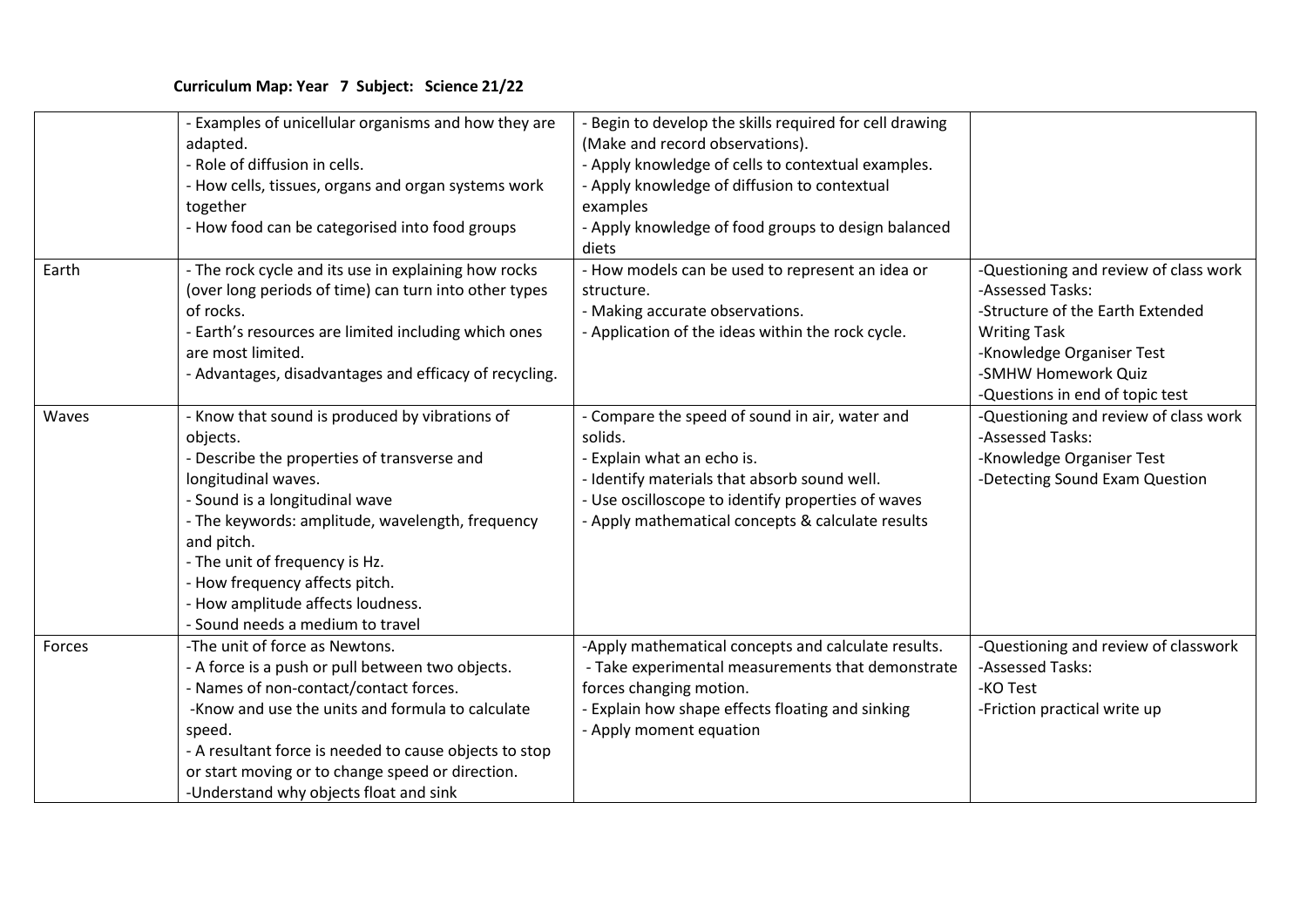**Curriculum Map: Year 7 Subject: Science 21/22**

| | | | |
|---|---|---|---|
| | - Examples of unicellular organisms and how they are adapted.<br>- Role of diffusion in cells.<br>- How cells, tissues, organs and organ systems work together<br>- How food can be categorised into food groups | - Begin to develop the skills required for cell drawing (Make and record observations).<br>- Apply knowledge of cells to contextual examples.<br>- Apply knowledge of diffusion to contextual examples<br>- Apply knowledge of food groups to design balanced diets | |
| Earth | - The rock cycle and its use in explaining how rocks (over long periods of time) can turn into other types of rocks.<br>- Earth's resources are limited including which ones are most limited.<br>- Advantages, disadvantages and efficacy of recycling. | - How models can be used to represent an idea or structure.<br>- Making accurate observations.<br>- Application of the ideas within the rock cycle. | -Questioning and review of class work<br>-Assessed Tasks:<br>-Structure of the Earth Extended Writing Task<br>-Knowledge Organiser Test<br>-SMHW Homework Quiz<br>-Questions in end of topic test |
| Waves | - Know that sound is produced by vibrations of objects.<br>- Describe the properties of transverse and longitudinal waves.<br>- Sound is a longitudinal wave<br>- The keywords: amplitude, wavelength, frequency and pitch.<br>- The unit of frequency is Hz.<br>- How frequency affects pitch.<br>- How amplitude affects loudness.<br>- Sound needs a medium to travel | - Compare the speed of sound in air, water and solids.<br>- Explain what an echo is.<br>- Identify materials that absorb sound well.<br>- Use oscilloscope to identify properties of waves<br>- Apply mathematical concepts & calculate results | -Questioning and review of class work<br>-Assessed Tasks:<br>-Knowledge Organiser Test<br>-Detecting Sound Exam Question |
| Forces | -The unit of force as Newtons.<br>- A force is a push or pull between two objects.<br>- Names of non-contact/contact forces.<br>-Know and use the units and formula to calculate speed.<br>- A resultant force is needed to cause objects to stop or start moving or to change speed or direction.<br>-Understand why objects float and sink | -Apply mathematical concepts and calculate results.<br>- Take experimental measurements that demonstrate forces changing motion.<br>- Explain how shape effects floating and sinking<br>- Apply moment equation | -Questioning and review of classwork<br>-Assessed Tasks:<br>-KO Test<br>-Friction practical write up |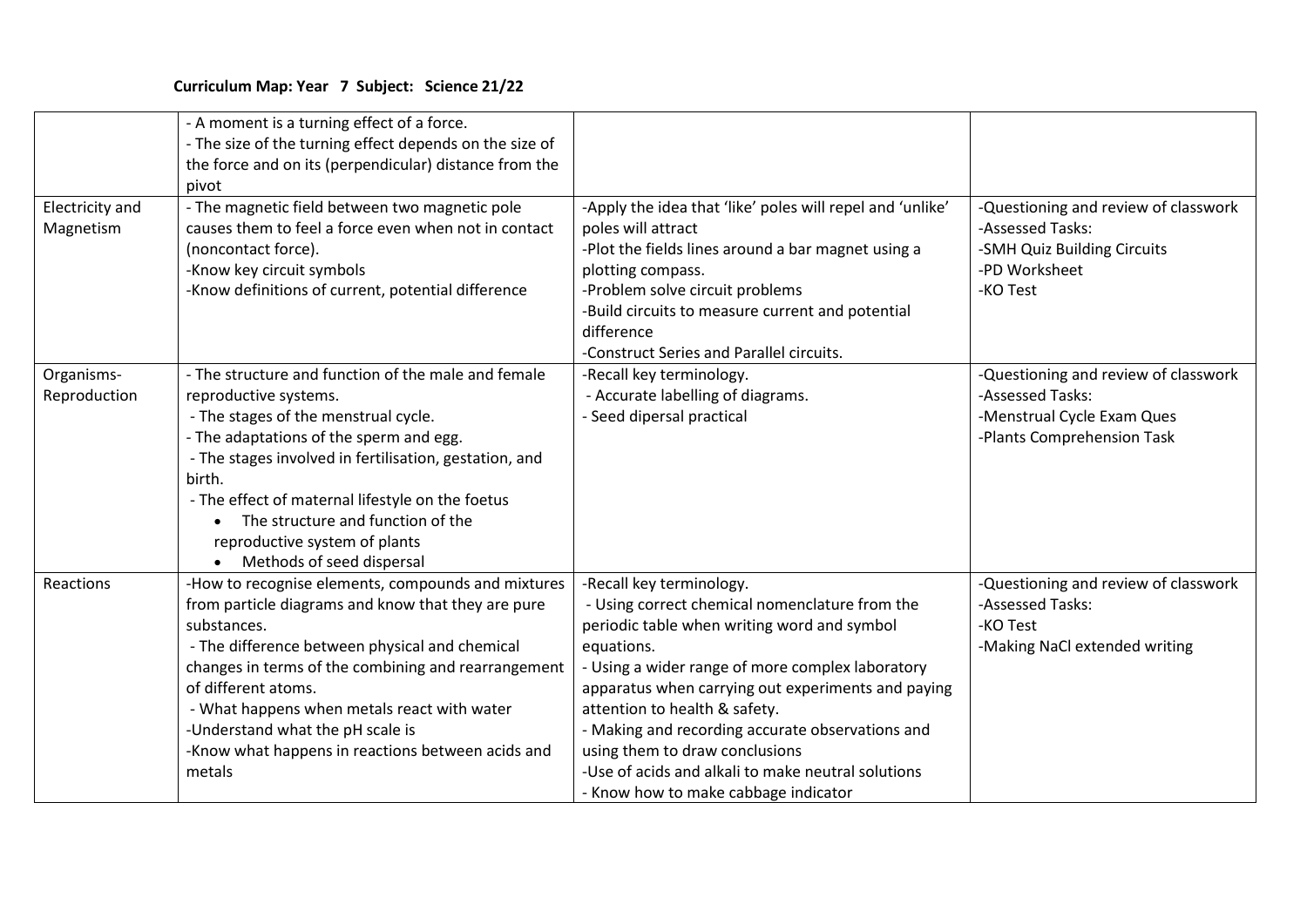**Curriculum Map: Year 7 Subject: Science 21/22**

| | | | |
|---|---|---|---|
| | - A moment is a turning effect of a force.<br>- The size of the turning effect depends on the size of the force and on its (perpendicular) distance from the pivot | | |
| Electricity and Magnetism | - The magnetic field between two magnetic pole causes them to feel a force even when not in contact (noncontact force).<br>-Know key circuit symbols<br>-Know definitions of current, potential difference | -Apply the idea that 'like' poles will repel and 'unlike' poles will attract<br>-Plot the fields lines around a bar magnet using a plotting compass.<br>-Problem solve circuit problems<br>-Build circuits to measure current and potential difference<br>-Construct Series and Parallel circuits. | -Questioning and review of classwork<br>-Assessed Tasks:<br>-SMH Quiz Building Circuits<br>-PD Worksheet<br>-KO Test |
| Organisms-Reproduction | - The structure and function of the male and female reproductive systems.<br>- The stages of the menstrual cycle.<br>- The adaptations of the sperm and egg.<br>- The stages involved in fertilisation, gestation, and birth.<br>- The effect of maternal lifestyle on the foetus<br>• The structure and function of the reproductive system of plants<br>• Methods of seed dispersal | -Recall key terminology.<br>- Accurate labelling of diagrams.<br>- Seed dipersal practical | -Questioning and review of classwork<br>-Assessed Tasks:<br>-Menstrual Cycle Exam Ques<br>-Plants Comprehension Task |
| Reactions | -How to recognise elements, compounds and mixtures from particle diagrams and know that they are pure substances.<br>- The difference between physical and chemical changes in terms of the combining and rearrangement of different atoms.<br>- What happens when metals react with water<br>-Understand what the pH scale is<br>-Know what happens in reactions between acids and metals | -Recall key terminology.<br>- Using correct chemical nomenclature from the periodic table when writing word and symbol equations.<br>- Using a wider range of more complex laboratory apparatus when carrying out experiments and paying attention to health & safety.<br>- Making and recording accurate observations and using them to draw conclusions<br>-Use of acids and alkali to make neutral solutions<br>- Know how to make cabbage indicator | -Questioning and review of classwork<br>-Assessed Tasks:<br>-KO Test<br>-Making NaCl extended writing |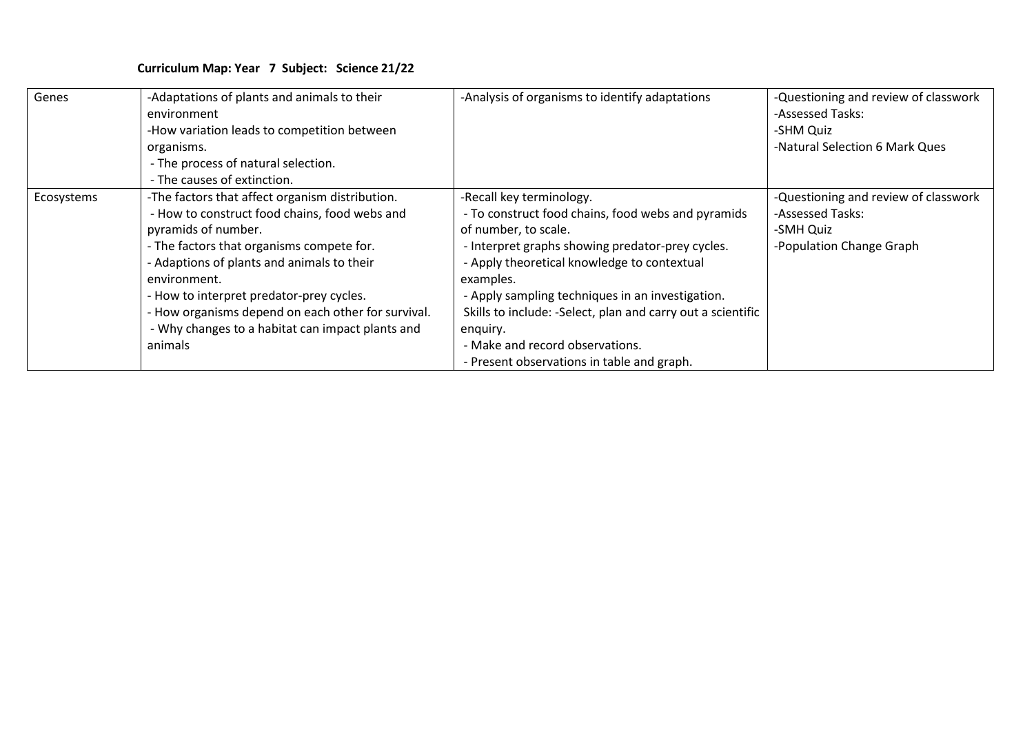**Curriculum Map: Year 7 Subject: Science 21/22**

| | | | |
|---|---|---|---|
| Genes | -Adaptations of plants and animals to their environment<br>-How variation leads to competition between organisms.<br>- The process of natural selection.<br>- The causes of extinction. | -Analysis of organisms to identify adaptations | -Questioning and review of classwork<br>-Assessed Tasks:<br>-SHM Quiz<br>-Natural Selection 6 Mark Ques |
| Ecosystems | -The factors that affect organism distribution.<br>- How to construct food chains, food webs and pyramids of number.<br>- The factors that organisms compete for.<br>- Adaptions of plants and animals to their environment.<br>- How to interpret predator-prey cycles.<br>- How organisms depend on each other for survival.<br>- Why changes to a habitat can impact plants and animals | -Recall key terminology.<br>- To construct food chains, food webs and pyramids of number, to scale.<br>- Interpret graphs showing predator-prey cycles.<br>- Apply theoretical knowledge to contextual examples.<br>- Apply sampling techniques in an investigation.<br>Skills to include: -Select, plan and carry out a scientific enquiry.<br>- Make and record observations.<br>- Present observations in table and graph. | -Questioning and review of classwork<br>-Assessed Tasks:<br>-SMH Quiz<br>-Population Change Graph |